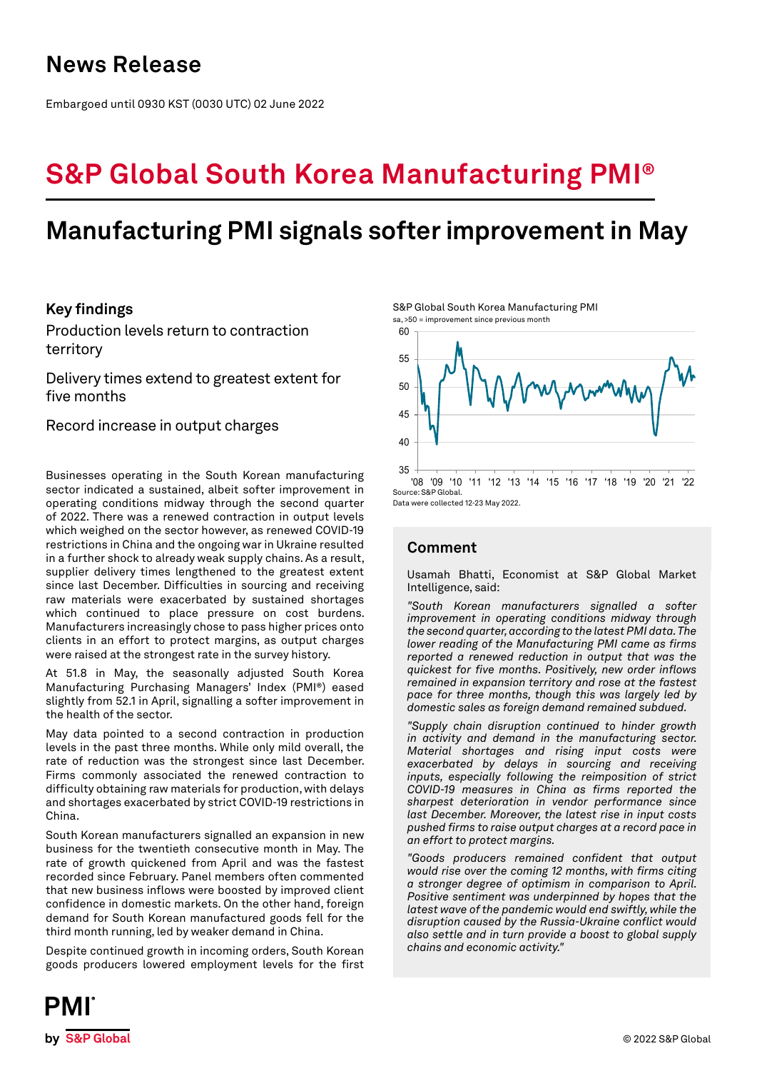# News Release

Embargoed until 0930 KST (0030 UTC) 02 June 2022

# S&P Global South Korea Manufacturing PMI®

## Manufacturing PMI signals softer improvement in May

### Key findings

Production levels return to contraction territory

Delivery times extend to greatest extent for five months

Record increase in output charges

S&P Global South Korea Manufacturing PMI
sa, >50 = improvement since previous month

Source: S&P Global.
Data were collected 12-23 May 2022.

Businesses operating in the South Korean manufacturing sector indicated a sustained, albeit softer improvement in operating conditions midway through the second quarter of 2022. There was a renewed contraction in output levels which weighed on the sector however, as renewed COVID-19 restrictions in China and the ongoing war in Ukraine resulted in a further shock to already weak supply chains. As a result, supplier delivery times lengthened to the greatest extent since last December. Difficulties in sourcing and receiving raw materials were exacerbated by sustained shortages which continued to place pressure on cost burdens. Manufacturers increasingly chose to pass higher prices onto clients in an effort to protect margins, as output charges were raised at the strongest rate in the survey history.

At 51.8 in May, the seasonally adjusted South Korea Manufacturing Purchasing Managers' Index (PMI®) eased slightly from 52.1 in April, signalling a softer improvement in the health of the sector.

May data pointed to a second contraction in production levels in the past three months. While only mild overall, the rate of reduction was the strongest since last December. Firms commonly associated the renewed contraction to difficulty obtaining raw materials for production, with delays and shortages exacerbated by strict COVID-19 restrictions in China.

South Korean manufacturers signalled an expansion in new business for the twentieth consecutive month in May. The rate of growth quickened from April and was the fastest recorded since February. Panel members often commented that new business inflows were boosted by improved client confidence in domestic markets. On the other hand, foreign demand for South Korean manufactured goods fell for the third month running, led by weaker demand in China.

Despite continued growth in incoming orders, South Korean goods producers lowered employment levels for the first

### Comment

Usamah Bhatti, Economist at S&P Global Market Intelligence, said:

*"South Korean manufacturers signalled a softer improvement in operating conditions midway through the second quarter, according to the latest PMI data. The lower reading of the Manufacturing PMI came as firms reported a renewed reduction in output that was the quickest for five months. Positively, new order inflows remained in expansion territory and rose at the fastest pace for three months, though this was largely led by domestic sales as foreign demand remained subdued.*

*"Supply chain disruption continued to hinder growth in activity and demand in the manufacturing sector. Material shortages and rising input costs were exacerbated by delays in sourcing and receiving inputs, especially following the reimposition of strict COVID-19 measures in China as firms reported the sharpest deterioration in vendor performance since last December. Moreover, the latest rise in input costs pushed firms to raise output charges at a record pace in an effort to protect margins.*

*"Goods producers remained confident that output would rise over the coming 12 months, with firms citing a stronger degree of optimism in comparison to April. Positive sentiment was underpinned by hopes that the latest wave of the pandemic would end swiftly, while the disruption caused by the Russia-Ukraine conflict would also settle and in turn provide a boost to global supply chains and economic activity."*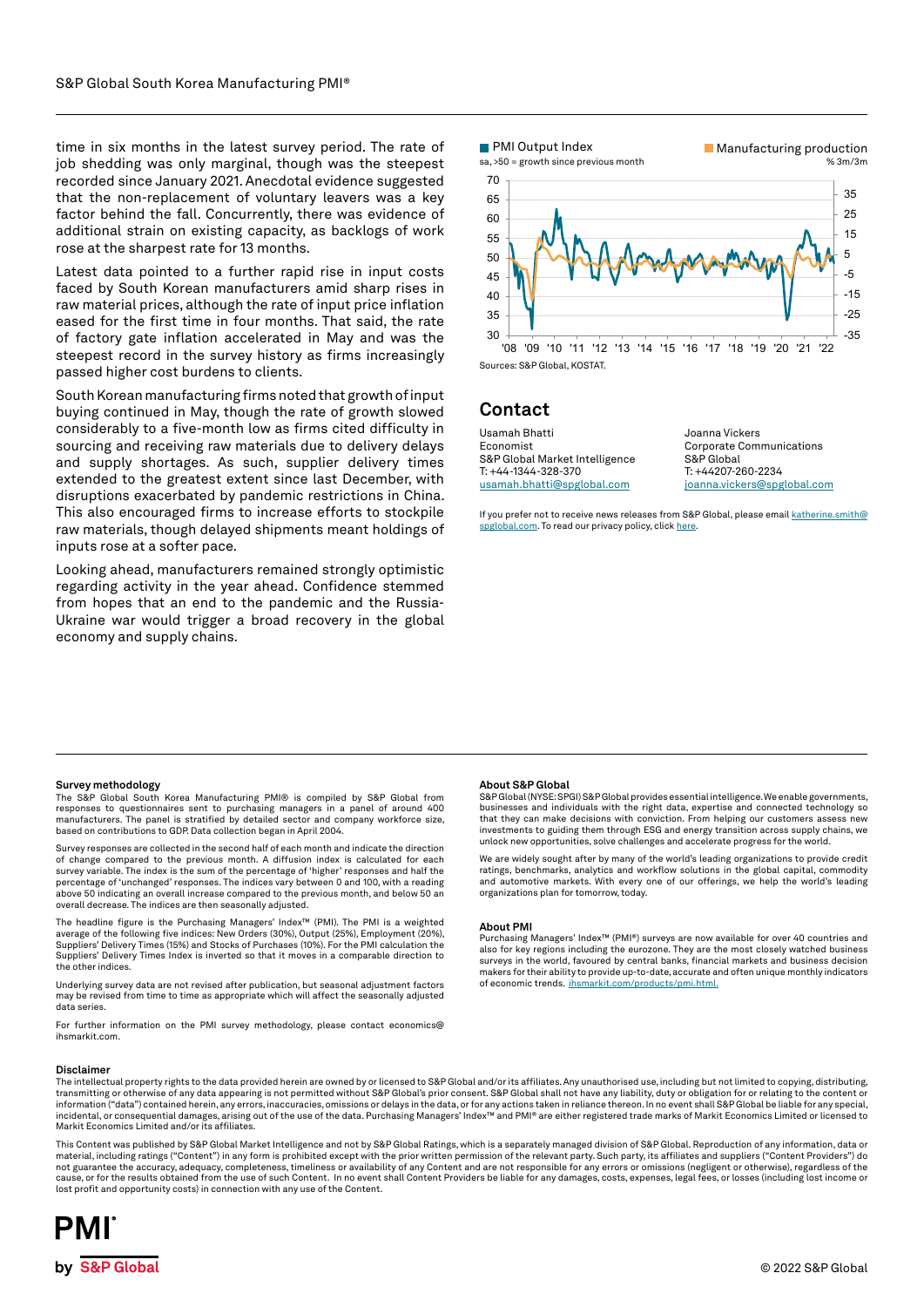time in six months in the latest survey period. The rate of job shedding was only marginal, though was the steepest recorded since January 2021. Anecdotal evidence suggested that the non-replacement of voluntary leavers was a key factor behind the fall. Concurrently, there was evidence of additional strain on existing capacity, as backlogs of work rose at the sharpest rate for 13 months.

Latest data pointed to a further rapid rise in input costs faced by South Korean manufacturers amid sharp rises in raw material prices, although the rate of input price inflation eased for the first time in four months. That said, the rate of factory gate inflation accelerated in May and was the steepest record in the survey history as firms increasingly passed higher cost burdens to clients.

South Korean manufacturing firms noted that growth of input buying continued in May, though the rate of growth slowed considerably to a five-month low as firms cited difficulty in sourcing and receiving raw materials due to delivery delays and supply shortages. As such, supplier delivery times extended to the greatest extent since last December, with disruptions exacerbated by pandemic restrictions in China. This also encouraged firms to increase efforts to stockpile raw materials, though delayed shipments meant holdings of inputs rose at a softer pace.

Looking ahead, manufacturers remained strongly optimistic regarding activity in the year ahead. Confidence stemmed from hopes that an end to the pandemic and the Russia-Ukraine war would trigger a broad recovery in the global economy and supply chains.

PMI Output Index
sa, >50 = growth since previous month

Manufacturing production
% 3m/3m

70
65
60
55
50
45
40
35
30

35
25
15
5
-5
-15
-25
-35

'08 '09 '10 '11 '12 '13 '14 '15 '16 '17 '18 '19 '20 '21 '22

Sources: S&P Global, KOSTAT.

## Contact

Usamah Bhatti
Economist
S&P Global Market Intelligence
T: +44-1344-328-370
usamah.bhatti@spglobal.com

Joanna Vickers
Corporate Communications
S&P Global
T: +44207-260-2234
joanna.vickers@spglobal.com

If you prefer not to receive news releases from S&P Global, please email katherine.smith@spglobal.com. To read our privacy policy, click here.

### Survey methodology

The S&P Global South Korea Manufacturing PMI® is compiled by S&P Global from responses to questionnaires sent to purchasing managers in a panel of around 400 manufacturers. The panel is stratified by detailed sector and company workforce size, based on contributions to GDP. Data collection began in April 2004.

Survey responses are collected in the second half of each month and indicate the direction of change compared to the previous month. A diffusion index is calculated for each survey variable. The index is the sum of the percentage of 'higher' responses and half the percentage of 'unchanged' responses. The indices vary between 0 and 100, with a reading above 50 indicating an overall increase compared to the previous month, and below 50 an overall decrease. The indices are then seasonally adjusted.

The headline figure is the Purchasing Managers' Index™ (PMI). The PMI is a weighted average of the following five indices: New Orders (30%), Output (25%), Employment (20%), Suppliers' Delivery Times (15%) and Stocks of Purchases (10%). For the PMI calculation the Suppliers' Delivery Times Index is inverted so that it moves in a comparable direction to the other indices.

Underlying survey data are not revised after publication, but seasonal adjustment factors may be revised from time to time as appropriate which will affect the seasonally adjusted data series.

For further information on the PMI survey methodology, please contact economics@ihsmarkit.com.

### About S&P Global

S&P Global (NYSE: SPGI) S&P Global provides essential intelligence. We enable governments, businesses and individuals with the right data, expertise and connected technology so that they can make decisions with conviction. From helping our customers assess new investments to guiding them through ESG and energy transition across supply chains, we unlock new opportunities, solve challenges and accelerate progress for the world.

We are widely sought after by many of the world's leading organizations to provide credit ratings, benchmarks, analytics and workflow solutions in the global capital, commodity and automotive markets. With every one of our offerings, we help the world's leading organizations plan for tomorrow, today.

### About PMI

Purchasing Managers' Index™ (PMI®) surveys are now available for over 40 countries and also for key regions including the eurozone. They are the most closely watched business surveys in the world, favoured by central banks, financial markets and business decision makers for their ability to provide up-to-date, accurate and often unique monthly indicators of economic trends. ihsmarkit.com/products/pmi.html.

### Disclaimer

The intellectual property rights to the data provided herein are owned by or licensed to S&P Global and/or its affiliates. Any unauthorised use, including but not limited to copying, distributing, transmitting or otherwise of any data appearing is not permitted without S&P Global's prior consent. S&P Global shall not have any liability, duty or obligation for or relating to the content or information ("data") contained herein, any errors, inaccuracies, omissions or delays in the data, or for any actions taken in reliance thereon. In no event shall S&P Global be liable for any special, incidental, or consequential damages, arising out of the use of the data. Purchasing Managers' Index™ and PMI® are either registered trade marks of Markit Economics Limited or licensed to Markit Economics Limited and/or its affiliates.

This Content was published by S&P Global Market Intelligence and not by S&P Global Ratings, which is a separately managed division of S&P Global. Reproduction of any information, data or material, including ratings ("Content") in any form is prohibited except with the prior written permission of the relevant party. Such party, its affiliates and suppliers ("Content Providers") do not guarantee the accuracy, adequacy, completeness, timeliness or availability of any Content and are not responsible for any errors or omissions (negligent or otherwise), regardless of the cause, or for the results obtained from the use of such Content. In no event shall Content Providers be liable for any damages, costs, expenses, legal fees, or losses (including lost income or lost profit and opportunity costs) in connection with any use of the Content.

PMI by S&P Global

© 2022 S&P Global